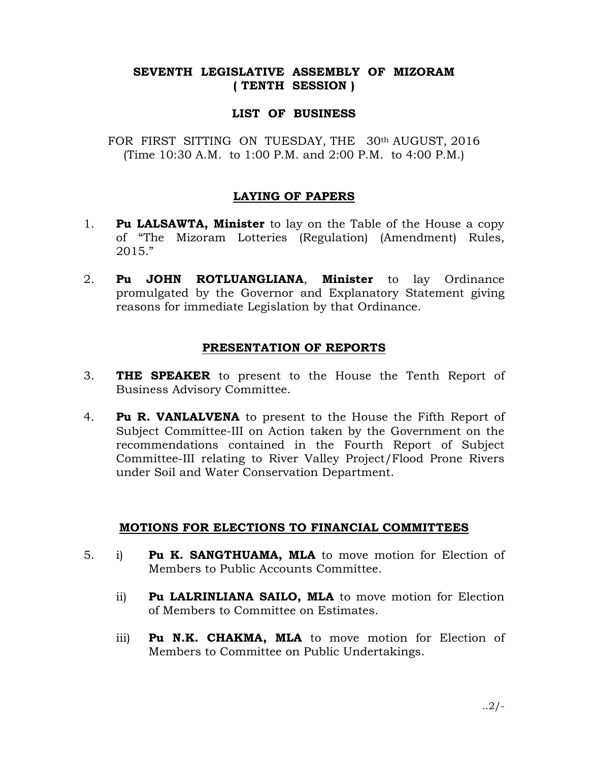# SEVENTH LEGISLATIVE ASSEMBLY OF MIZORAM
## ( TENTH SESSION )

## LIST OF BUSINESS

FOR FIRST SITTING ON TUESDAY, THE 30th AUGUST, 2016
(Time 10:30 A.M. to 1:00 P.M. and 2:00 P.M. to 4:00 P.M.)

### LAYING OF PAPERS

1. **Pu LALSAWTA, Minister** to lay on the Table of the House a copy of "The Mizoram Lotteries (Regulation) (Amendment) Rules, 2015."

2. **Pu JOHN ROTLUANGLIANA**, **Minister** to lay Ordinance promulgated by the Governor and Explanatory Statement giving reasons for immediate Legislation by that Ordinance.

### PRESENTATION OF REPORTS

3. **THE SPEAKER** to present to the House the Tenth Report of Business Advisory Committee.

4. **Pu R. VANLALVENA** to present to the House the Fifth Report of Subject Committee-III on Action taken by the Government on the recommendations contained in the Fourth Report of Subject Committee-III relating to River Valley Project/Flood Prone Rivers under Soil and Water Conservation Department.

### MOTIONS FOR ELECTIONS TO FINANCIAL COMMITTEES

5. i) **Pu K. SANGTHUAMA, MLA** to move motion for Election of Members to Public Accounts Committee.

   ii) **Pu LALRINLIANA SAILO, MLA** to move motion for Election of Members to Committee on Estimates.

   iii) **Pu N.K. CHAKMA, MLA** to move motion for Election of Members to Committee on Public Undertakings.

..2/-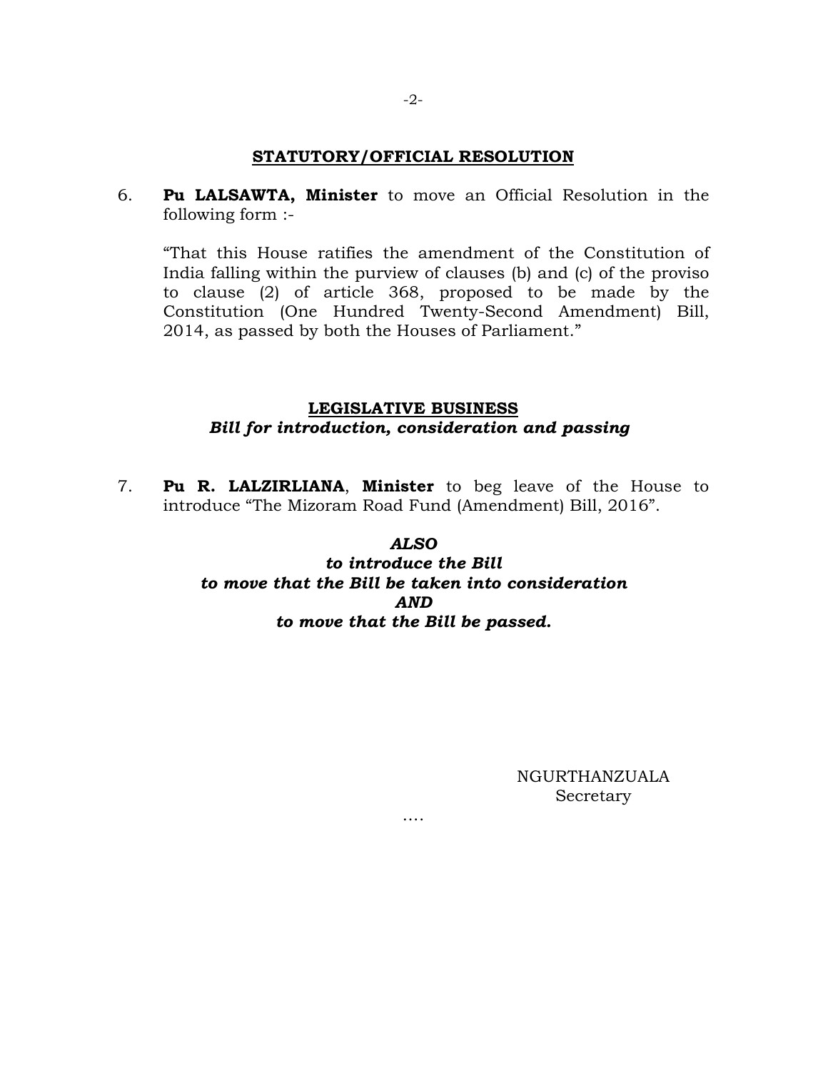## STATUTORY/OFFICIAL RESOLUTION

6. **Pu LALSAWTA, Minister** to move an Official Resolution in the following form :-

   "That this House ratifies the amendment of the Constitution of India falling within the purview of clauses (b) and (c) of the proviso to clause (2) of article 368, proposed to be made by the Constitution (One Hundred Twenty-Second Amendment) Bill, 2014, as passed by both the Houses of Parliament."

## LEGISLATIVE BUSINESS

***Bill for introduction, consideration and passing***

7. **Pu R. LALZIRLIANA**, **Minister** to beg leave of the House to introduce "The Mizoram Road Fund (Amendment) Bill, 2016".

***ALSO***
***to introduce the Bill***
***to move that the Bill be taken into consideration***
***AND***
***to move that the Bill be passed.***

NGURTHANZUALA
Secretary

….